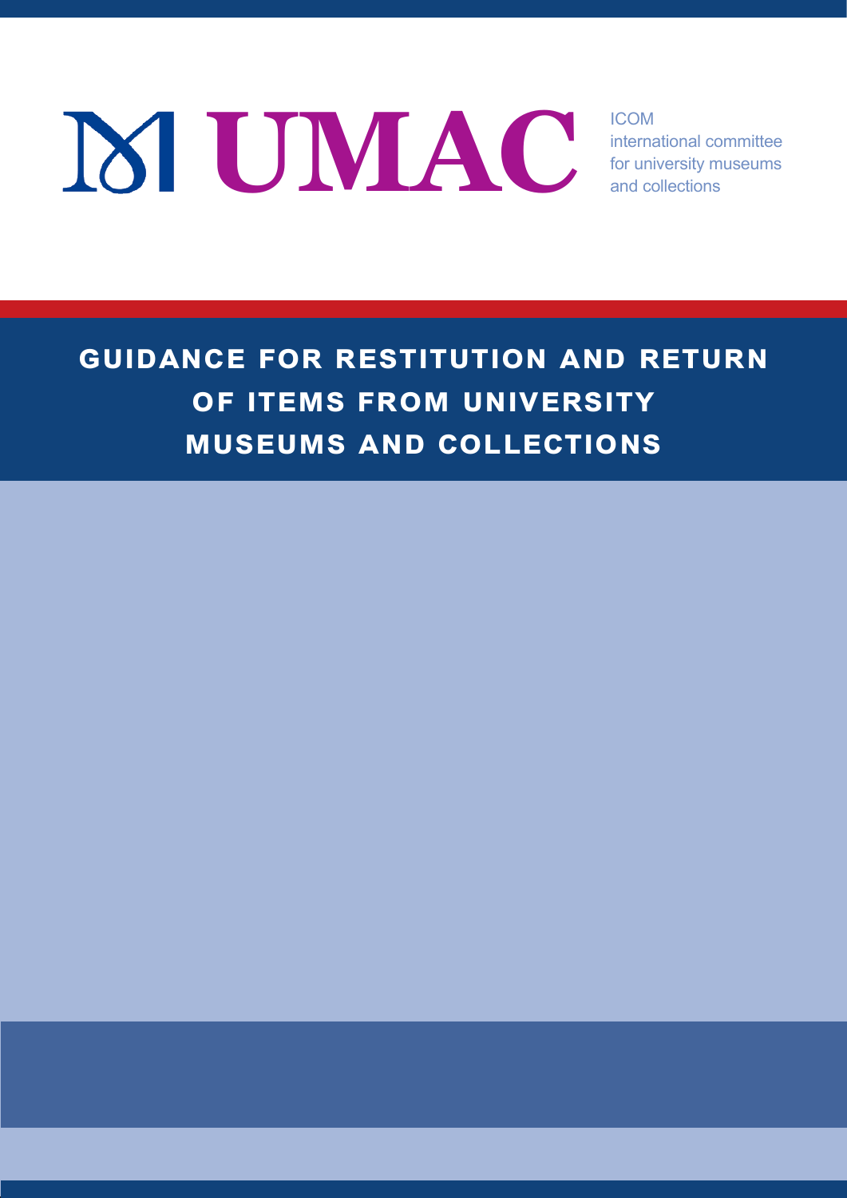UMAC

ICOM
international committee
for university museums
and collections

# GUIDANCE FOR RESTITUTION AND RETURN OF ITEMS FROM UNIVERSITY MUSEUMS AND COLLECTIONS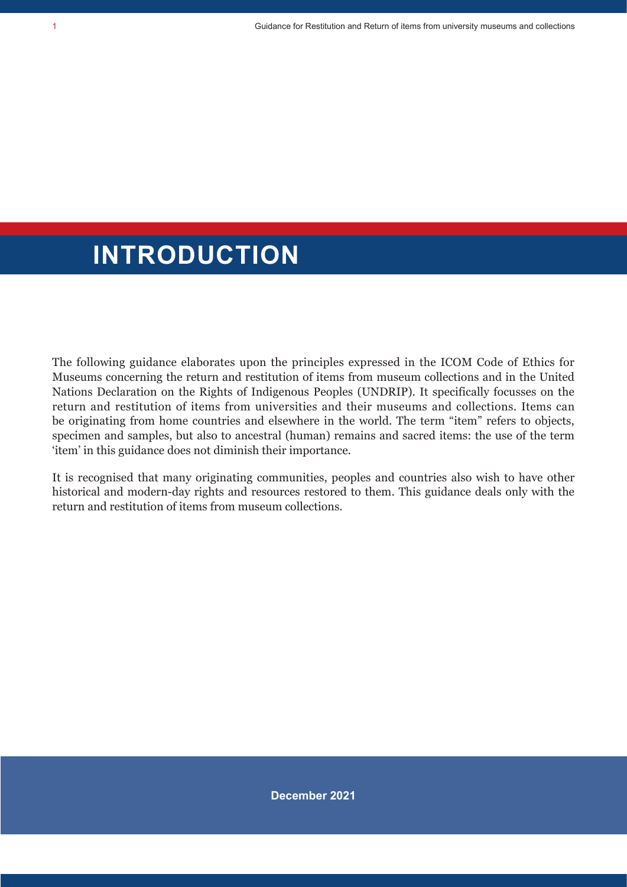# INTRODUCTION

The following guidance elaborates upon the principles expressed in the ICOM Code of Ethics for Museums concerning the return and restitution of items from museum collections and in the United Nations Declaration on the Rights of Indigenous Peoples (UNDRIP). It specifically focusses on the return and restitution of items from universities and their museums and collections. Items can be originating from home countries and elsewhere in the world. The term "item" refers to objects, specimen and samples, but also to ancestral (human) remains and sacred items: the use of the term 'item' in this guidance does not diminish their importance.

It is recognised that many originating communities, peoples and countries also wish to have other historical and modern-day rights and resources restored to them. This guidance deals only with the return and restitution of items from museum collections.

**December 2021**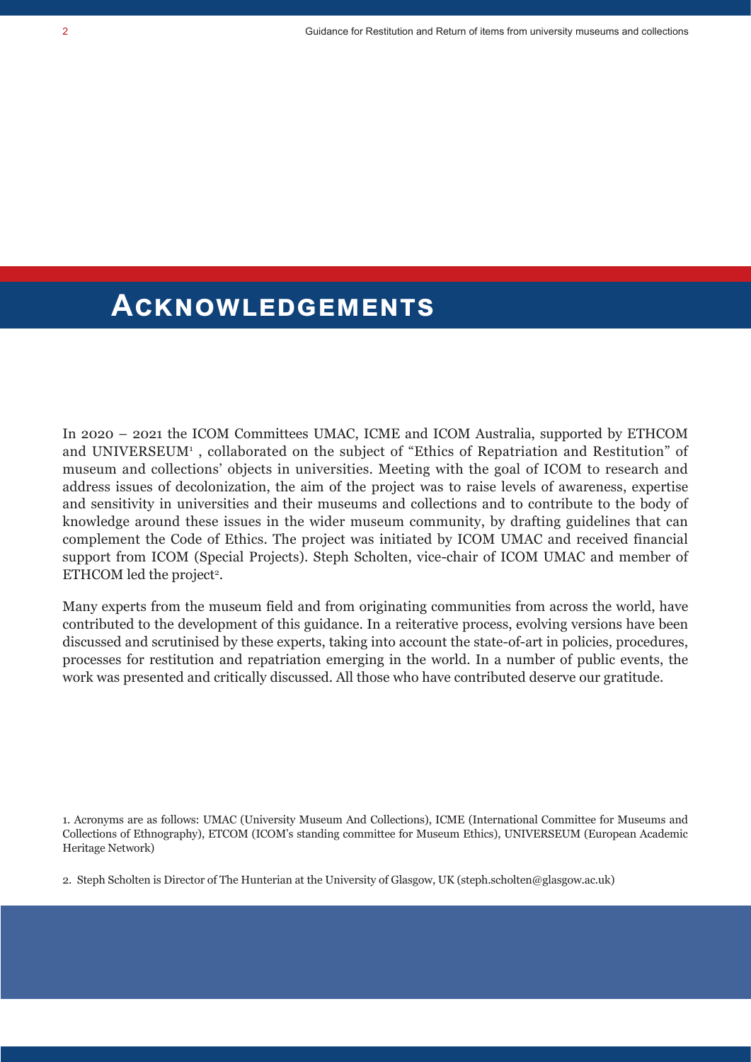# Acknowledgements

In 2020 – 2021 the ICOM Committees UMAC, ICME and ICOM Australia, supported by ETHCOM and UNIVERSEUM[1] , collaborated on the subject of “Ethics of Repatriation and Restitution” of museum and collections’ objects in universities. Meeting with the goal of ICOM to research and address issues of decolonization, the aim of the project was to raise levels of awareness, expertise and sensitivity in universities and their museums and collections and to contribute to the body of knowledge around these issues in the wider museum community, by drafting guidelines that can complement the Code of Ethics. The project was initiated by ICOM UMAC and received financial support from ICOM (Special Projects). Steph Scholten, vice-chair of ICOM UMAC and member of ETHCOM led the project[2].

Many experts from the museum field and from originating communities from across the world, have contributed to the development of this guidance. In a reiterative process, evolving versions have been discussed and scrutinised by these experts, taking into account the state-of-art in policies, procedures, processes for restitution and repatriation emerging in the world. In a number of public events, the work was presented and critically discussed. All those who have contributed deserve our gratitude.

1. Acronyms are as follows: UMAC (University Museum And Collections), ICME (International Committee for Museums and Collections of Ethnography), ETCOM (ICOM’s standing committee for Museum Ethics), UNIVERSEUM (European Academic Heritage Network)

2. Steph Scholten is Director of The Hunterian at the University of Glasgow, UK (steph.scholten@glasgow.ac.uk)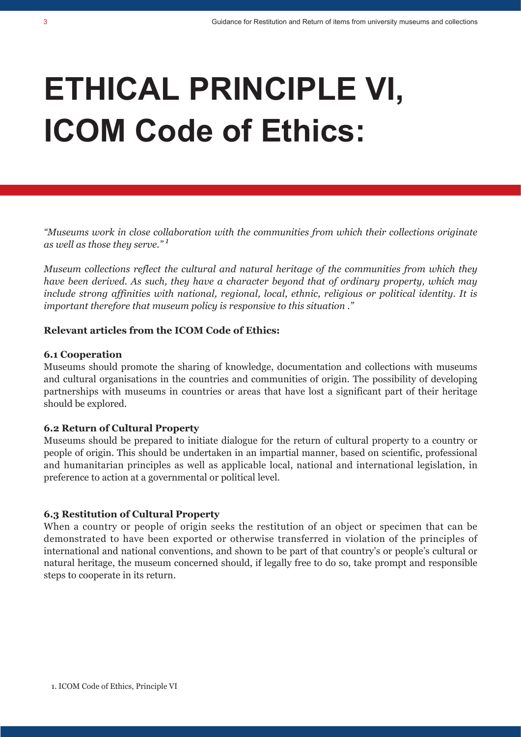# ETHICAL PRINCIPLE VI, ICOM Code of Ethics:

*"Museums work in close collaboration with the communities from which their collections originate as well as those they serve."* [1]

*Museum collections reflect the cultural and natural heritage of the communities from which they have been derived. As such, they have a character beyond that of ordinary property, which may include strong affinities with national, regional, local, ethnic, religious or political identity. It is important therefore that museum policy is responsive to this situation ."*

**Relevant articles from the ICOM Code of Ethics:**

**6.1 Cooperation**

Museums should promote the sharing of knowledge, documentation and collections with museums and cultural organisations in the countries and communities of origin. The possibility of developing partnerships with museums in countries or areas that have lost a significant part of their heritage should be explored.

**6.2 Return of Cultural Property**

Museums should be prepared to initiate dialogue for the return of cultural property to a country or people of origin. This should be undertaken in an impartial manner, based on scientific, professional and humanitarian principles as well as applicable local, national and international legislation, in preference to action at a governmental or political level.

**6.3 Restitution of Cultural Property**

When a country or people of origin seeks the restitution of an object or specimen that can be demonstrated to have been exported or otherwise transferred in violation of the principles of international and national conventions, and shown to be part of that country's or people's cultural or natural heritage, the museum concerned should, if legally free to do so, take prompt and responsible steps to cooperate in its return.

1. ICOM Code of Ethics, Principle VI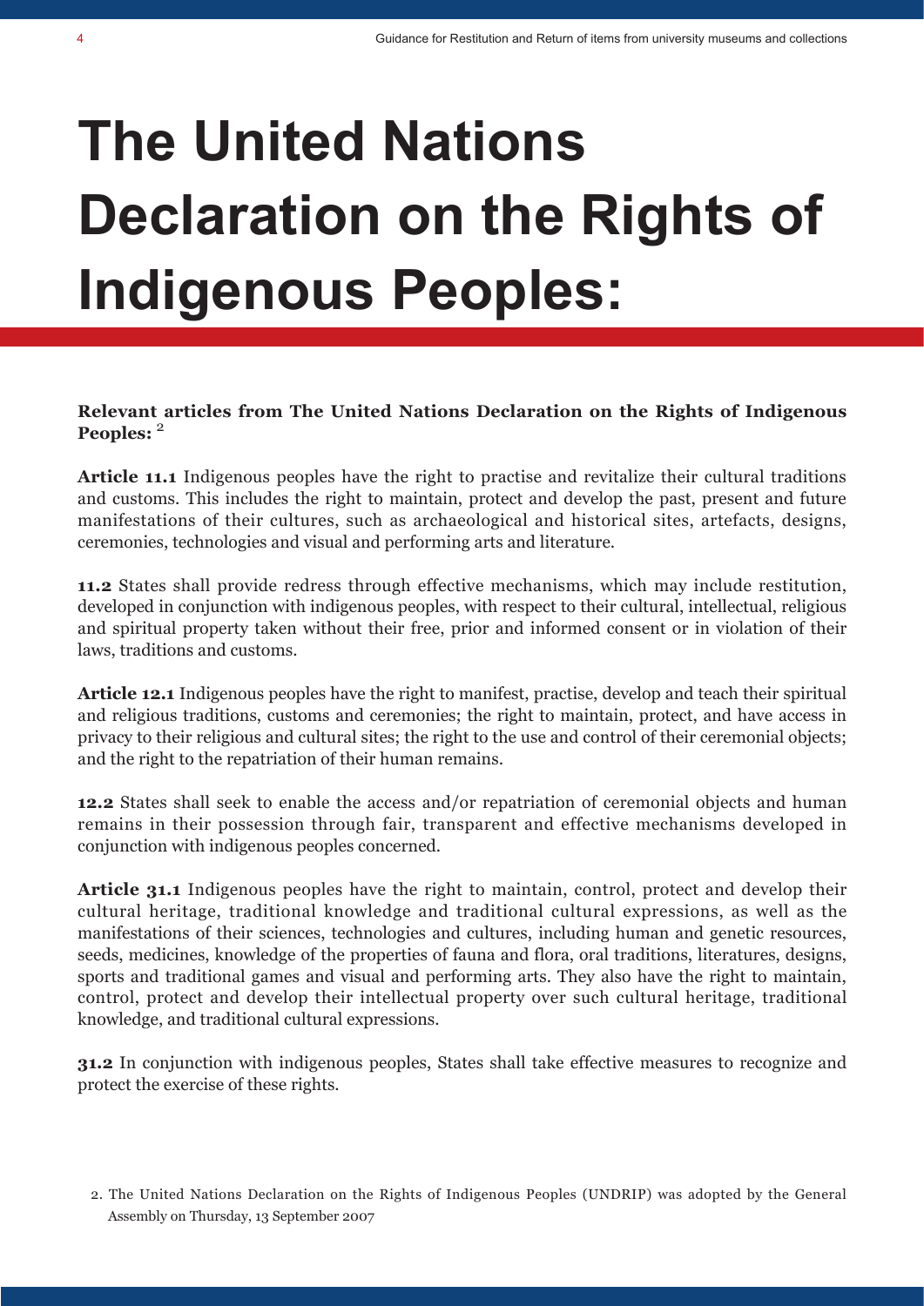# The United Nations Declaration on the Rights of Indigenous Peoples:

**Relevant articles from The United Nations Declaration on the Rights of Indigenous Peoples:** [2]

**Article 11.1** Indigenous peoples have the right to practise and revitalize their cultural traditions and customs. This includes the right to maintain, protect and develop the past, present and future manifestations of their cultures, such as archaeological and historical sites, artefacts, designs, ceremonies, technologies and visual and performing arts and literature.

**11.2** States shall provide redress through effective mechanisms, which may include restitution, developed in conjunction with indigenous peoples, with respect to their cultural, intellectual, religious and spiritual property taken without their free, prior and informed consent or in violation of their laws, traditions and customs.

**Article 12.1** Indigenous peoples have the right to manifest, practise, develop and teach their spiritual and religious traditions, customs and ceremonies; the right to maintain, protect, and have access in privacy to their religious and cultural sites; the right to the use and control of their ceremonial objects; and the right to the repatriation of their human remains.

**12.2** States shall seek to enable the access and/or repatriation of ceremonial objects and human remains in their possession through fair, transparent and effective mechanisms developed in conjunction with indigenous peoples concerned.

**Article 31.1** Indigenous peoples have the right to maintain, control, protect and develop their cultural heritage, traditional knowledge and traditional cultural expressions, as well as the manifestations of their sciences, technologies and cultures, including human and genetic resources, seeds, medicines, knowledge of the properties of fauna and flora, oral traditions, literatures, designs, sports and traditional games and visual and performing arts. They also have the right to maintain, control, protect and develop their intellectual property over such cultural heritage, traditional knowledge, and traditional cultural expressions.

**31.2** In conjunction with indigenous peoples, States shall take effective measures to recognize and protect the exercise of these rights.

2. The United Nations Declaration on the Rights of Indigenous Peoples (UNDRIP) was adopted by the General Assembly on Thursday, 13 September 2007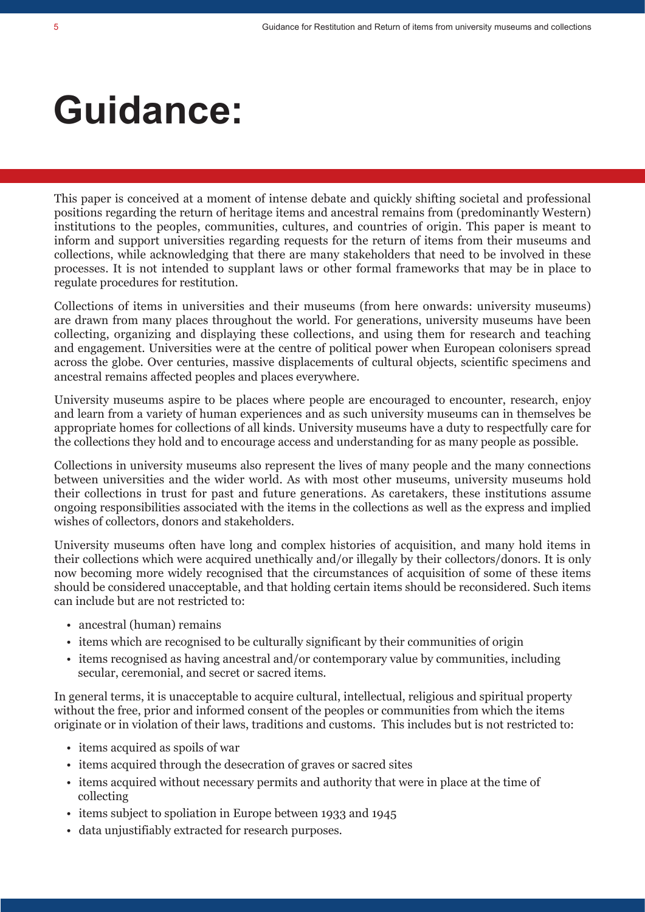# Guidance:

This paper is conceived at a moment of intense debate and quickly shifting societal and professional positions regarding the return of heritage items and ancestral remains from (predominantly Western) institutions to the peoples, communities, cultures, and countries of origin. This paper is meant to inform and support universities regarding requests for the return of items from their museums and collections, while acknowledging that there are many stakeholders that need to be involved in these processes. It is not intended to supplant laws or other formal frameworks that may be in place to regulate procedures for restitution.

Collections of items in universities and their museums (from here onwards: university museums) are drawn from many places throughout the world. For generations, university museums have been collecting, organizing and displaying these collections, and using them for research and teaching and engagement. Universities were at the centre of political power when European colonisers spread across the globe. Over centuries, massive displacements of cultural objects, scientific specimens and ancestral remains affected peoples and places everywhere.

University museums aspire to be places where people are encouraged to encounter, research, enjoy and learn from a variety of human experiences and as such university museums can in themselves be appropriate homes for collections of all kinds. University museums have a duty to respectfully care for the collections they hold and to encourage access and understanding for as many people as possible.

Collections in university museums also represent the lives of many people and the many connections between universities and the wider world. As with most other museums, university museums hold their collections in trust for past and future generations. As caretakers, these institutions assume ongoing responsibilities associated with the items in the collections as well as the express and implied wishes of collectors, donors and stakeholders.

University museums often have long and complex histories of acquisition, and many hold items in their collections which were acquired unethically and/or illegally by their collectors/donors. It is only now becoming more widely recognised that the circumstances of acquisition of some of these items should be considered unacceptable, and that holding certain items should be reconsidered. Such items can include but are not restricted to:

- ancestral (human) remains
- items which are recognised to be culturally significant by their communities of origin
- items recognised as having ancestral and/or contemporary value by communities, including secular, ceremonial, and secret or sacred items.

In general terms, it is unacceptable to acquire cultural, intellectual, religious and spiritual property without the free, prior and informed consent of the peoples or communities from which the items originate or in violation of their laws, traditions and customs. This includes but is not restricted to:

- items acquired as spoils of war
- items acquired through the desecration of graves or sacred sites
- items acquired without necessary permits and authority that were in place at the time of collecting
- items subject to spoliation in Europe between 1933 and 1945
- data unjustifiably extracted for research purposes.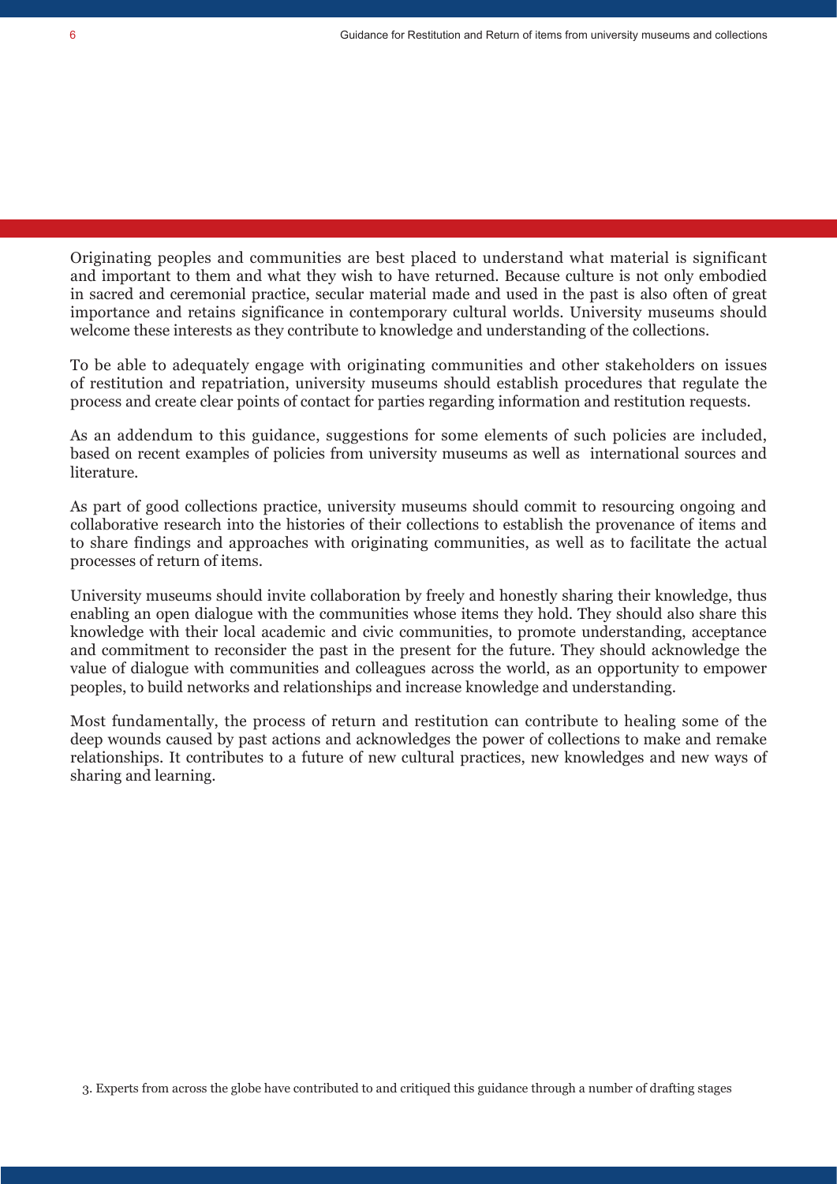Originating peoples and communities are best placed to understand what material is significant and important to them and what they wish to have returned. Because culture is not only embodied in sacred and ceremonial practice, secular material made and used in the past is also often of great importance and retains significance in contemporary cultural worlds. University museums should welcome these interests as they contribute to knowledge and understanding of the collections.

To be able to adequately engage with originating communities and other stakeholders on issues of restitution and repatriation, university museums should establish procedures that regulate the process and create clear points of contact for parties regarding information and restitution requests.

As an addendum to this guidance, suggestions for some elements of such policies are included, based on recent examples of policies from university museums as well as international sources and literature.

As part of good collections practice, university museums should commit to resourcing ongoing and collaborative research into the histories of their collections to establish the provenance of items and to share findings and approaches with originating communities, as well as to facilitate the actual processes of return of items.

University museums should invite collaboration by freely and honestly sharing their knowledge, thus enabling an open dialogue with the communities whose items they hold. They should also share this knowledge with their local academic and civic communities, to promote understanding, acceptance and commitment to reconsider the past in the present for the future. They should acknowledge the value of dialogue with communities and colleagues across the world, as an opportunity to empower peoples, to build networks and relationships and increase knowledge and understanding.

Most fundamentally, the process of return and restitution can contribute to healing some of the deep wounds caused by past actions and acknowledges the power of collections to make and remake relationships. It contributes to a future of new cultural practices, new knowledges and new ways of sharing and learning.

3. Experts from across the globe have contributed to and critiqued this guidance through a number of drafting stages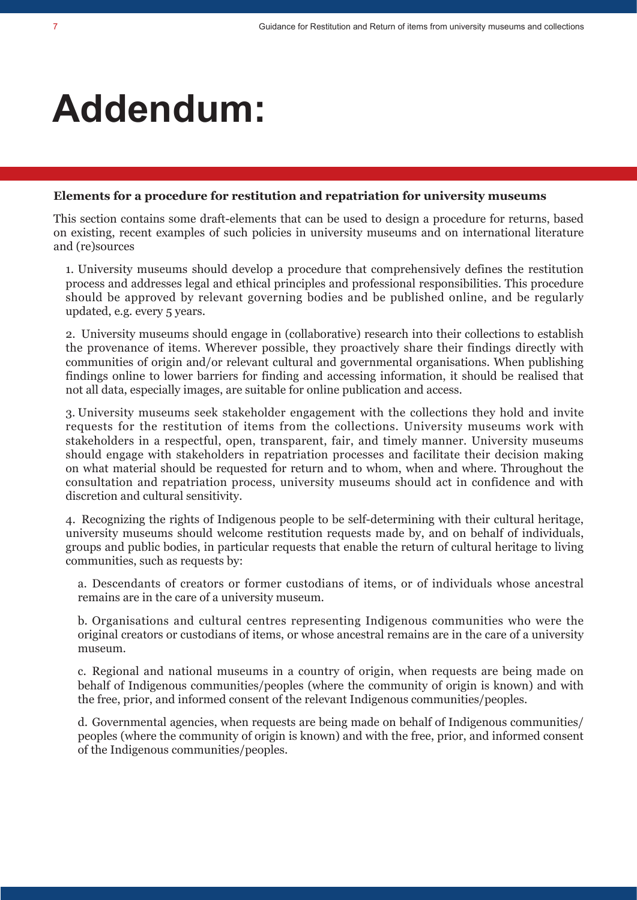# Addendum:

**Elements for a procedure for restitution and repatriation for university museums**

This section contains some draft-elements that can be used to design a procedure for returns, based on existing, recent examples of such policies in university museums and on international literature and (re)sources

1. University museums should develop a procedure that comprehensively defines the restitution process and addresses legal and ethical principles and professional responsibilities. This procedure should be approved by relevant governing bodies and be published online, and be regularly updated, e.g. every 5 years.

2. University museums should engage in (collaborative) research into their collections to establish the provenance of items. Wherever possible, they proactively share their findings directly with communities of origin and/or relevant cultural and governmental organisations. When publishing findings online to lower barriers for finding and accessing information, it should be realised that not all data, especially images, are suitable for online publication and access.

3. University museums seek stakeholder engagement with the collections they hold and invite requests for the restitution of items from the collections. University museums work with stakeholders in a respectful, open, transparent, fair, and timely manner. University museums should engage with stakeholders in repatriation processes and facilitate their decision making on what material should be requested for return and to whom, when and where. Throughout the consultation and repatriation process, university museums should act in confidence and with discretion and cultural sensitivity.

4. Recognizing the rights of Indigenous people to be self-determining with their cultural heritage, university museums should welcome restitution requests made by, and on behalf of individuals, groups and public bodies, in particular requests that enable the return of cultural heritage to living communities, such as requests by:

   a. Descendants of creators or former custodians of items, or of individuals whose ancestral remains are in the care of a university museum.

   b. Organisations and cultural centres representing Indigenous communities who were the original creators or custodians of items, or whose ancestral remains are in the care of a university museum.

   c. Regional and national museums in a country of origin, when requests are being made on behalf of Indigenous communities/peoples (where the community of origin is known) and with the free, prior, and informed consent of the relevant Indigenous communities/peoples.

   d. Governmental agencies, when requests are being made on behalf of Indigenous communities/ peoples (where the community of origin is known) and with the free, prior, and informed consent of the Indigenous communities/peoples.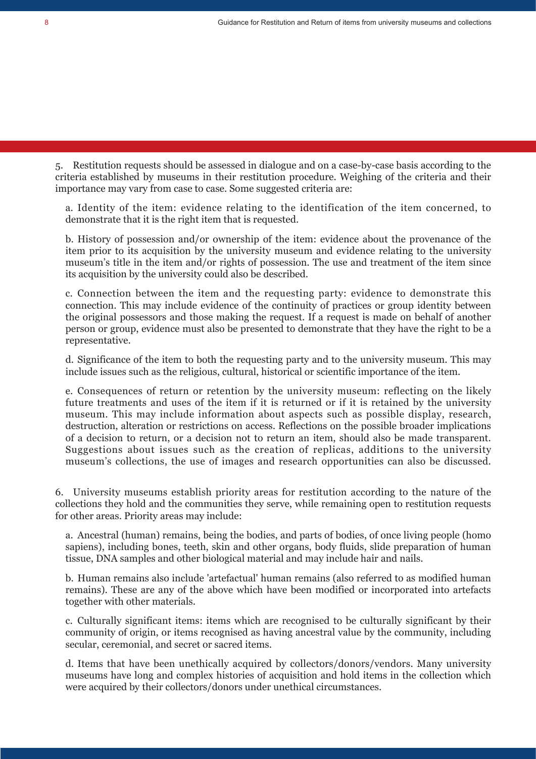5. Restitution requests should be assessed in dialogue and on a case-by-case basis according to the criteria established by museums in their restitution procedure. Weighing of the criteria and their importance may vary from case to case. Some suggested criteria are:

   a. Identity of the item: evidence relating to the identification of the item concerned, to demonstrate that it is the right item that is requested.

   b. History of possession and/or ownership of the item: evidence about the provenance of the item prior to its acquisition by the university museum and evidence relating to the university museum's title in the item and/or rights of possession. The use and treatment of the item since its acquisition by the university could also be described.

   c. Connection between the item and the requesting party: evidence to demonstrate this connection. This may include evidence of the continuity of practices or group identity between the original possessors and those making the request. If a request is made on behalf of another person or group, evidence must also be presented to demonstrate that they have the right to be a representative.

   d. Significance of the item to both the requesting party and to the university museum. This may include issues such as the religious, cultural, historical or scientific importance of the item.

   e. Consequences of return or retention by the university museum: reflecting on the likely future treatments and uses of the item if it is returned or if it is retained by the university museum. This may include information about aspects such as possible display, research, destruction, alteration or restrictions on access. Reflections on the possible broader implications of a decision to return, or a decision not to return an item, should also be made transparent. Suggestions about issues such as the creation of replicas, additions to the university museum's collections, the use of images and research opportunities can also be discussed.

6. University museums establish priority areas for restitution according to the nature of the collections they hold and the communities they serve, while remaining open to restitution requests for other areas. Priority areas may include:

   a. Ancestral (human) remains, being the bodies, and parts of bodies, of once living people (homo sapiens), including bones, teeth, skin and other organs, body fluids, slide preparation of human tissue, DNA samples and other biological material and may include hair and nails.

   b. Human remains also include 'artefactual' human remains (also referred to as modified human remains). These are any of the above which have been modified or incorporated into artefacts together with other materials.

   c. Culturally significant items: items which are recognised to be culturally significant by their community of origin, or items recognised as having ancestral value by the community, including secular, ceremonial, and secret or sacred items.

   d. Items that have been unethically acquired by collectors/donors/vendors. Many university museums have long and complex histories of acquisition and hold items in the collection which were acquired by their collectors/donors under unethical circumstances.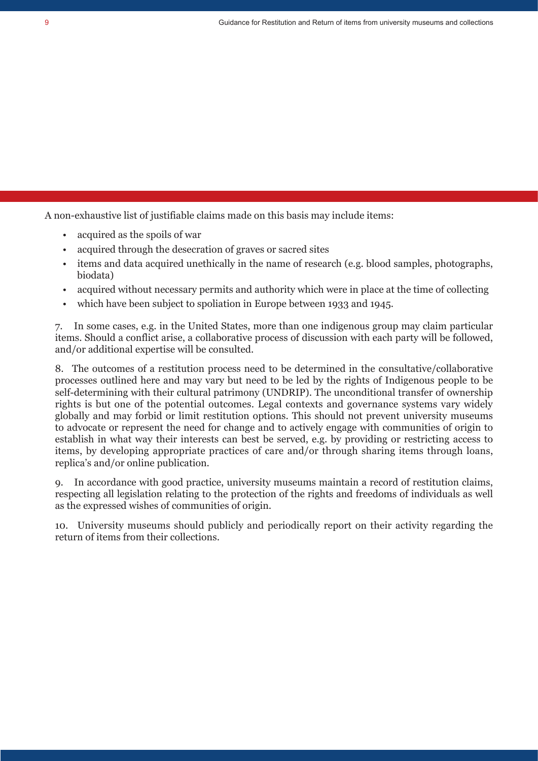A non-exhaustive list of justifiable claims made on this basis may include items:

- acquired as the spoils of war
- acquired through the desecration of graves or sacred sites
- items and data acquired unethically in the name of research (e.g. blood samples, photographs, biodata)
- acquired without necessary permits and authority which were in place at the time of collecting
- which have been subject to spoliation in Europe between 1933 and 1945.

7. In some cases, e.g. in the United States, more than one indigenous group may claim particular items. Should a conflict arise, a collaborative process of discussion with each party will be followed, and/or additional expertise will be consulted.

8. The outcomes of a restitution process need to be determined in the consultative/collaborative processes outlined here and may vary but need to be led by the rights of Indigenous people to be self-determining with their cultural patrimony (UNDRIP). The unconditional transfer of ownership rights is but one of the potential outcomes. Legal contexts and governance systems vary widely globally and may forbid or limit restitution options. This should not prevent university museums to advocate or represent the need for change and to actively engage with communities of origin to establish in what way their interests can best be served, e.g. by providing or restricting access to items, by developing appropriate practices of care and/or through sharing items through loans, replica's and/or online publication.

9. In accordance with good practice, university museums maintain a record of restitution claims, respecting all legislation relating to the protection of the rights and freedoms of individuals as well as the expressed wishes of communities of origin.

10. University museums should publicly and periodically report on their activity regarding the return of items from their collections.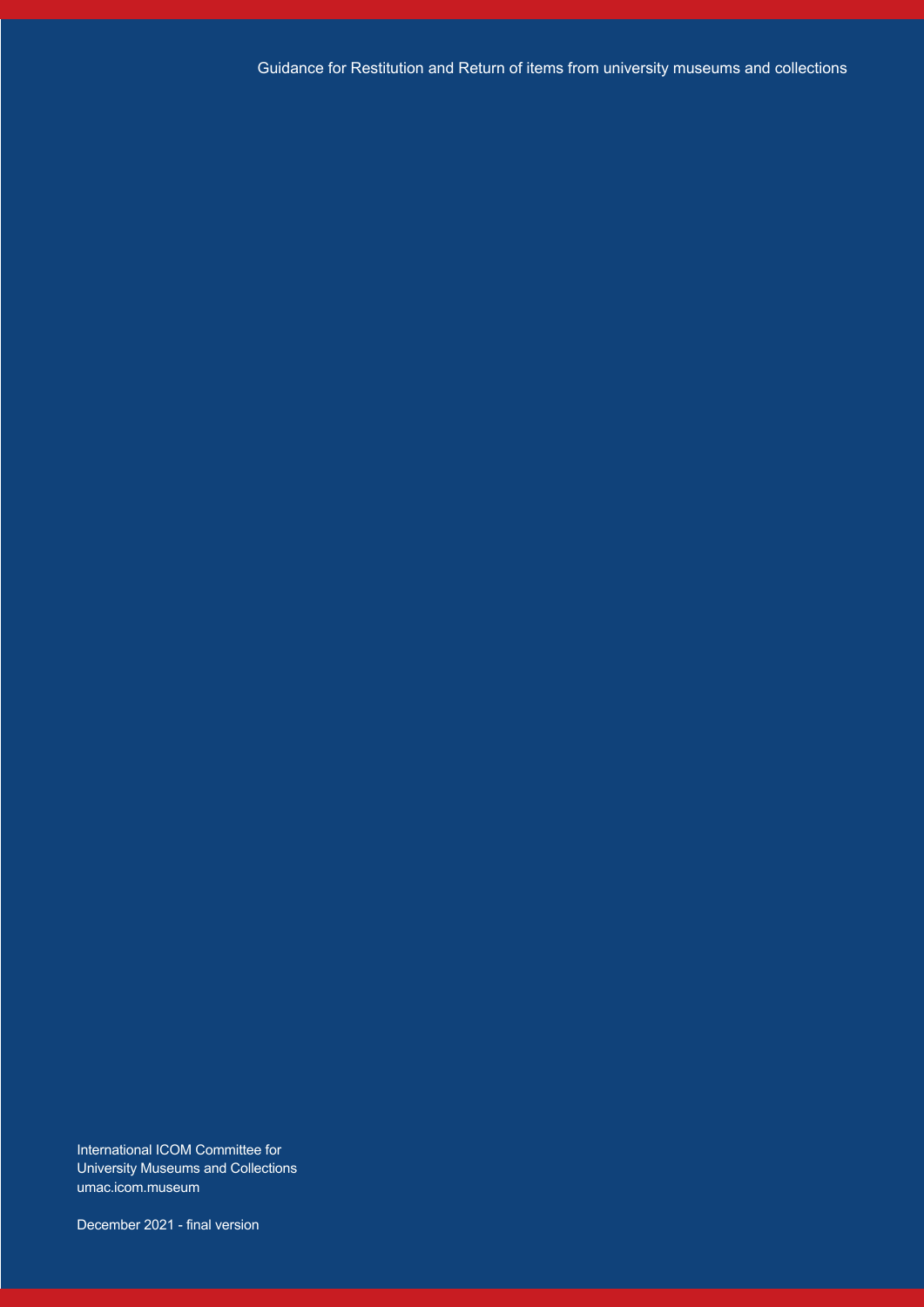Guidance for Restitution and Return of items from university museums and collections

International ICOM Committee for
University Museums and Collections
umac.icom.museum

December 2021 - final version